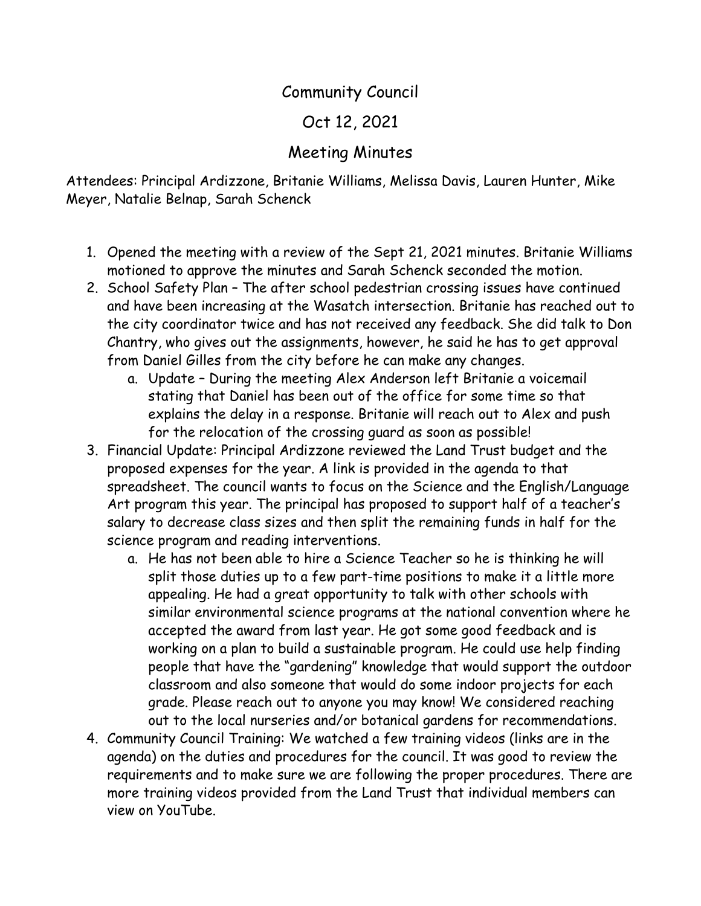# Community Council

## Oct 12, 2021

## Meeting Minutes

Attendees: Principal Ardizzone, Britanie Williams, Melissa Davis, Lauren Hunter, Mike Meyer, Natalie Belnap, Sarah Schenck

1. Opened the meeting with a review of the Sept 21, 2021 minutes. Britanie Williams motioned to approve the minutes and Sarah Schenck seconded the motion.
2. School Safety Plan – The after school pedestrian crossing issues have continued and have been increasing at the Wasatch intersection. Britanie has reached out to the city coordinator twice and has not received any feedback. She did talk to Don Chantry, who gives out the assignments, however, he said he has to get approval from Daniel Gilles from the city before he can make any changes.
    a. Update – During the meeting Alex Anderson left Britanie a voicemail stating that Daniel has been out of the office for some time so that explains the delay in a response. Britanie will reach out to Alex and push for the relocation of the crossing guard as soon as possible!
3. Financial Update: Principal Ardizzone reviewed the Land Trust budget and the proposed expenses for the year. A link is provided in the agenda to that spreadsheet. The council wants to focus on the Science and the English/Language Art program this year. The principal has proposed to support half of a teacher's salary to decrease class sizes and then split the remaining funds in half for the science program and reading interventions.
    a. He has not been able to hire a Science Teacher so he is thinking he will split those duties up to a few part-time positions to make it a little more appealing. He had a great opportunity to talk with other schools with similar environmental science programs at the national convention where he accepted the award from last year. He got some good feedback and is working on a plan to build a sustainable program. He could use help finding people that have the "gardening" knowledge that would support the outdoor classroom and also someone that would do some indoor projects for each grade. Please reach out to anyone you may know! We considered reaching out to the local nurseries and/or botanical gardens for recommendations.
4. Community Council Training: We watched a few training videos (links are in the agenda) on the duties and procedures for the council. It was good to review the requirements and to make sure we are following the proper procedures. There are more training videos provided from the Land Trust that individual members can view on YouTube.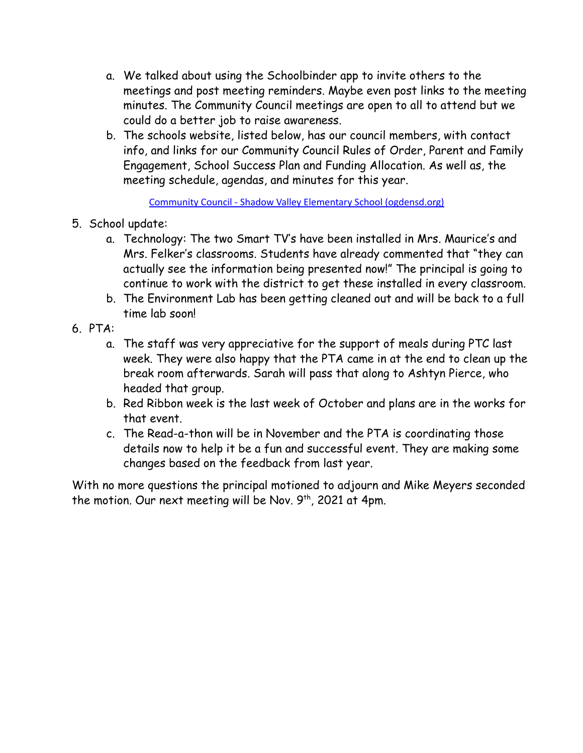a. We talked about using the Schoolbinder app to invite others to the meetings and post meeting reminders. Maybe even post links to the meeting minutes. The Community Council meetings are open to all to attend but we could do a better job to raise awareness.
   b. The schools website, listed below, has our council members, with contact info, and links for our Community Council Rules of Order, Parent and Family Engagement, School Success Plan and Funding Allocation. As well as, the meeting schedule, agendas, and minutes for this year.

      Community Council - Shadow Valley Elementary School (ogdensd.org)

5. School update:
   a. Technology: The two Smart TV's have been installed in Mrs. Maurice's and Mrs. Felker's classrooms. Students have already commented that "they can actually see the information being presented now!" The principal is going to continue to work with the district to get these installed in every classroom.
   b. The Environment Lab has been getting cleaned out and will be back to a full time lab soon!
6. PTA:
   a. The staff was very appreciative for the support of meals during PTC last week. They were also happy that the PTA came in at the end to clean up the break room afterwards. Sarah will pass that along to Ashtyn Pierce, who headed that group.
   b. Red Ribbon week is the last week of October and plans are in the works for that event.
   c. The Read-a-thon will be in November and the PTA is coordinating those details now to help it be a fun and successful event. They are making some changes based on the feedback from last year.

With no more questions the principal motioned to adjourn and Mike Meyers seconded the motion. Our next meeting will be Nov. 9th, 2021 at 4pm.